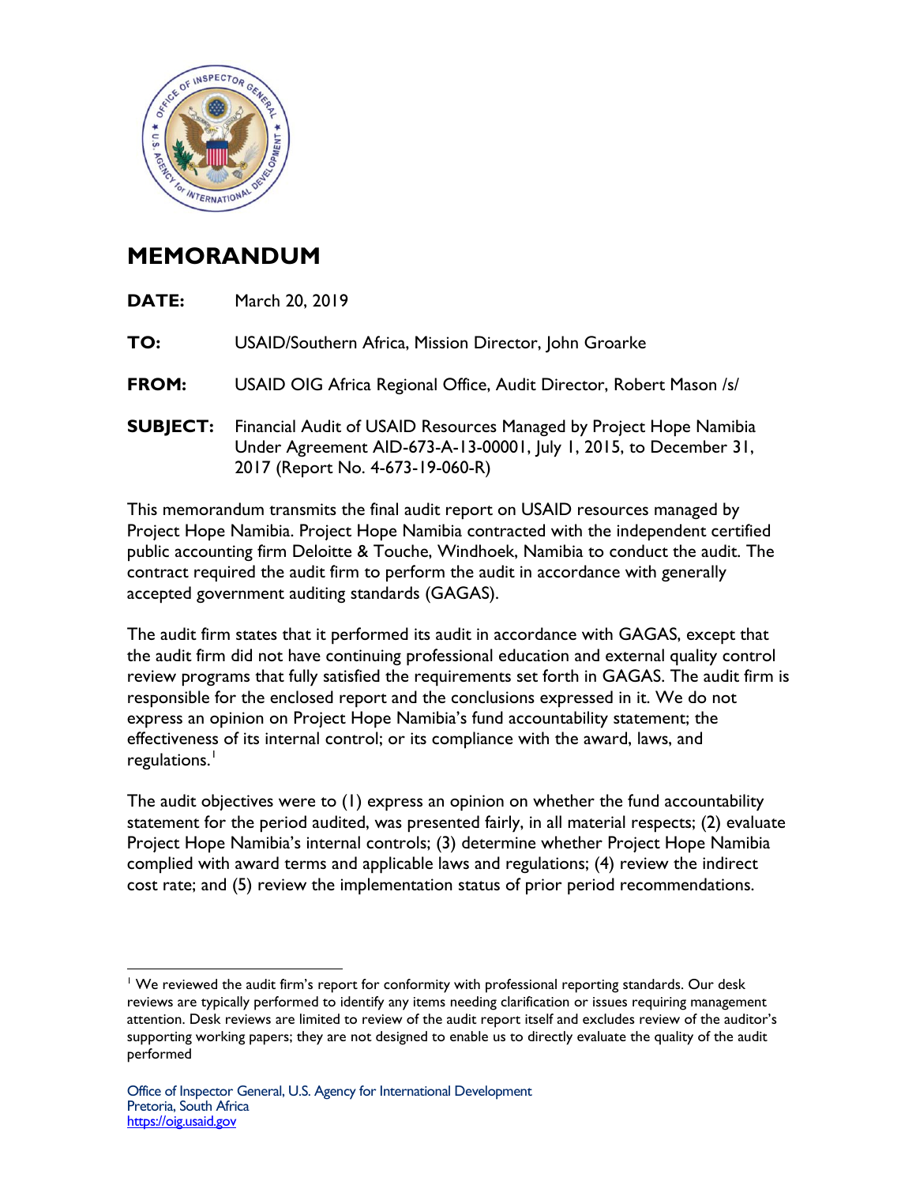# MEMORANDUM

**DATE:** March 20, 2019

**TO:** USAID/Southern Africa, Mission Director, John Groarke

**FROM:** USAID OIG Africa Regional Office, Audit Director, Robert Mason /s/

**SUBJECT:** Financial Audit of USAID Resources Managed by Project Hope Namibia Under Agreement AID-673-A-13-00001, July 1, 2015, to December 31, 2017 (Report No. 4-673-19-060-R)

This memorandum transmits the final audit report on USAID resources managed by Project Hope Namibia. Project Hope Namibia contracted with the independent certified public accounting firm Deloitte & Touche, Windhoek, Namibia to conduct the audit. The contract required the audit firm to perform the audit in accordance with generally accepted government auditing standards (GAGAS).

The audit firm states that it performed its audit in accordance with GAGAS, except that the audit firm did not have continuing professional education and external quality control review programs that fully satisfied the requirements set forth in GAGAS. The audit firm is responsible for the enclosed report and the conclusions expressed in it. We do not express an opinion on Project Hope Namibia's fund accountability statement; the effectiveness of its internal control; or its compliance with the award, laws, and regulations.[1]

The audit objectives were to (1) express an opinion on whether the fund accountability statement for the period audited, was presented fairly, in all material respects; (2) evaluate Project Hope Namibia's internal controls; (3) determine whether Project Hope Namibia complied with award terms and applicable laws and regulations; (4) review the indirect cost rate; and (5) review the implementation status of prior period recommendations.

---

[1] We reviewed the audit firm's report for conformity with professional reporting standards. Our desk reviews are typically performed to identify any items needing clarification or issues requiring management attention. Desk reviews are limited to review of the audit report itself and excludes review of the auditor's supporting working papers; they are not designed to enable us to directly evaluate the quality of the audit performed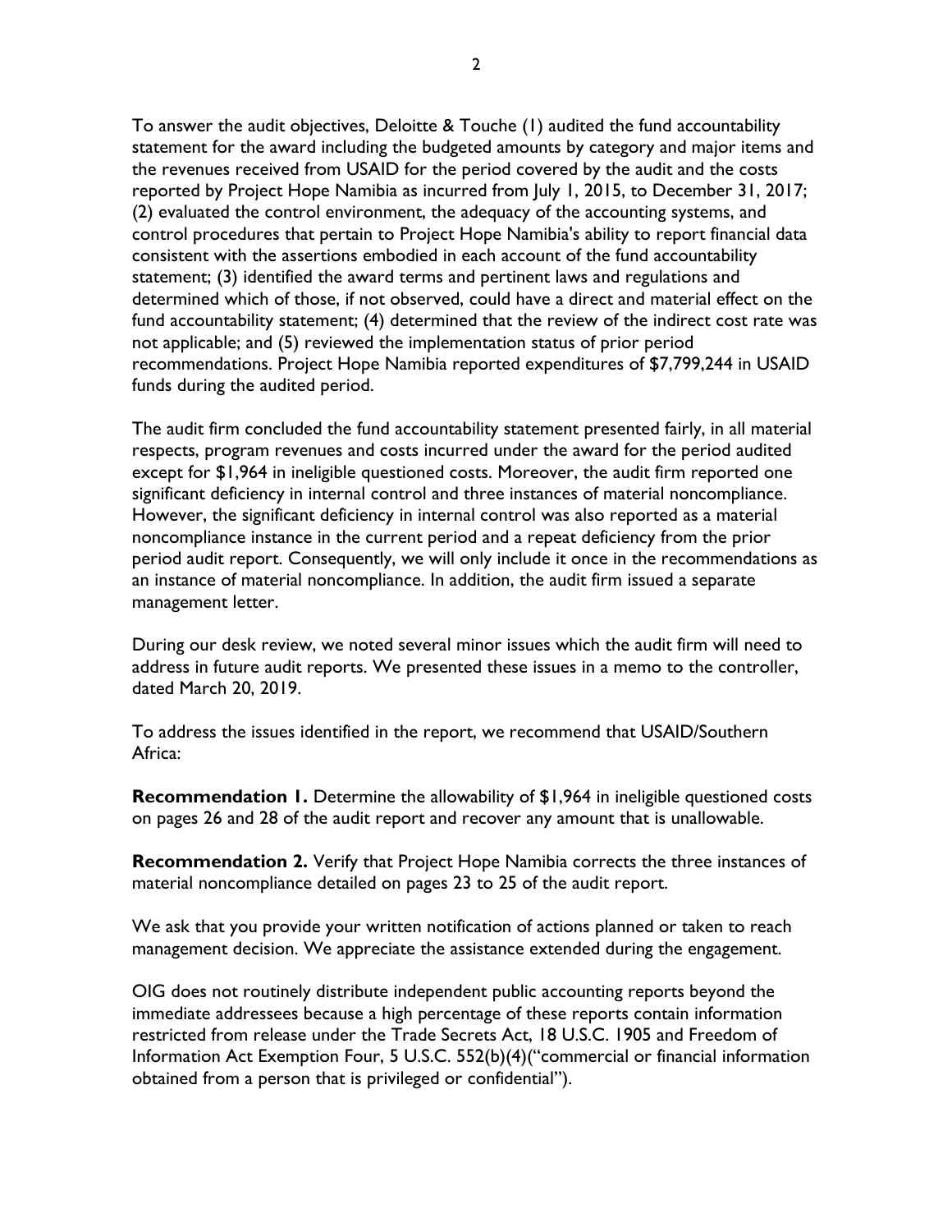To answer the audit objectives, Deloitte & Touche (1) audited the fund accountability statement for the award including the budgeted amounts by category and major items and the revenues received from USAID for the period covered by the audit and the costs reported by Project Hope Namibia as incurred from July 1, 2015, to December 31, 2017; (2) evaluated the control environment, the adequacy of the accounting systems, and control procedures that pertain to Project Hope Namibia's ability to report financial data consistent with the assertions embodied in each account of the fund accountability statement; (3) identified the award terms and pertinent laws and regulations and determined which of those, if not observed, could have a direct and material effect on the fund accountability statement; (4) determined that the review of the indirect cost rate was not applicable; and (5) reviewed the implementation status of prior period recommendations. Project Hope Namibia reported expenditures of $7,799,244 in USAID funds during the audited period.

The audit firm concluded the fund accountability statement presented fairly, in all material respects, program revenues and costs incurred under the award for the period audited except for $1,964 in ineligible questioned costs. Moreover, the audit firm reported one significant deficiency in internal control and three instances of material noncompliance. However, the significant deficiency in internal control was also reported as a material noncompliance instance in the current period and a repeat deficiency from the prior period audit report. Consequently, we will only include it once in the recommendations as an instance of material noncompliance. In addition, the audit firm issued a separate management letter.

During our desk review, we noted several minor issues which the audit firm will need to address in future audit reports. We presented these issues in a memo to the controller, dated March 20, 2019.

To address the issues identified in the report, we recommend that USAID/Southern Africa:

**Recommendation 1.** Determine the allowability of $1,964 in ineligible questioned costs on pages 26 and 28 of the audit report and recover any amount that is unallowable.

**Recommendation 2.** Verify that Project Hope Namibia corrects the three instances of material noncompliance detailed on pages 23 to 25 of the audit report.

We ask that you provide your written notification of actions planned or taken to reach management decision. We appreciate the assistance extended during the engagement.

OIG does not routinely distribute independent public accounting reports beyond the immediate addressees because a high percentage of these reports contain information restricted from release under the Trade Secrets Act, 18 U.S.C. 1905 and Freedom of Information Act Exemption Four, 5 U.S.C. 552(b)(4)("commercial or financial information obtained from a person that is privileged or confidential").